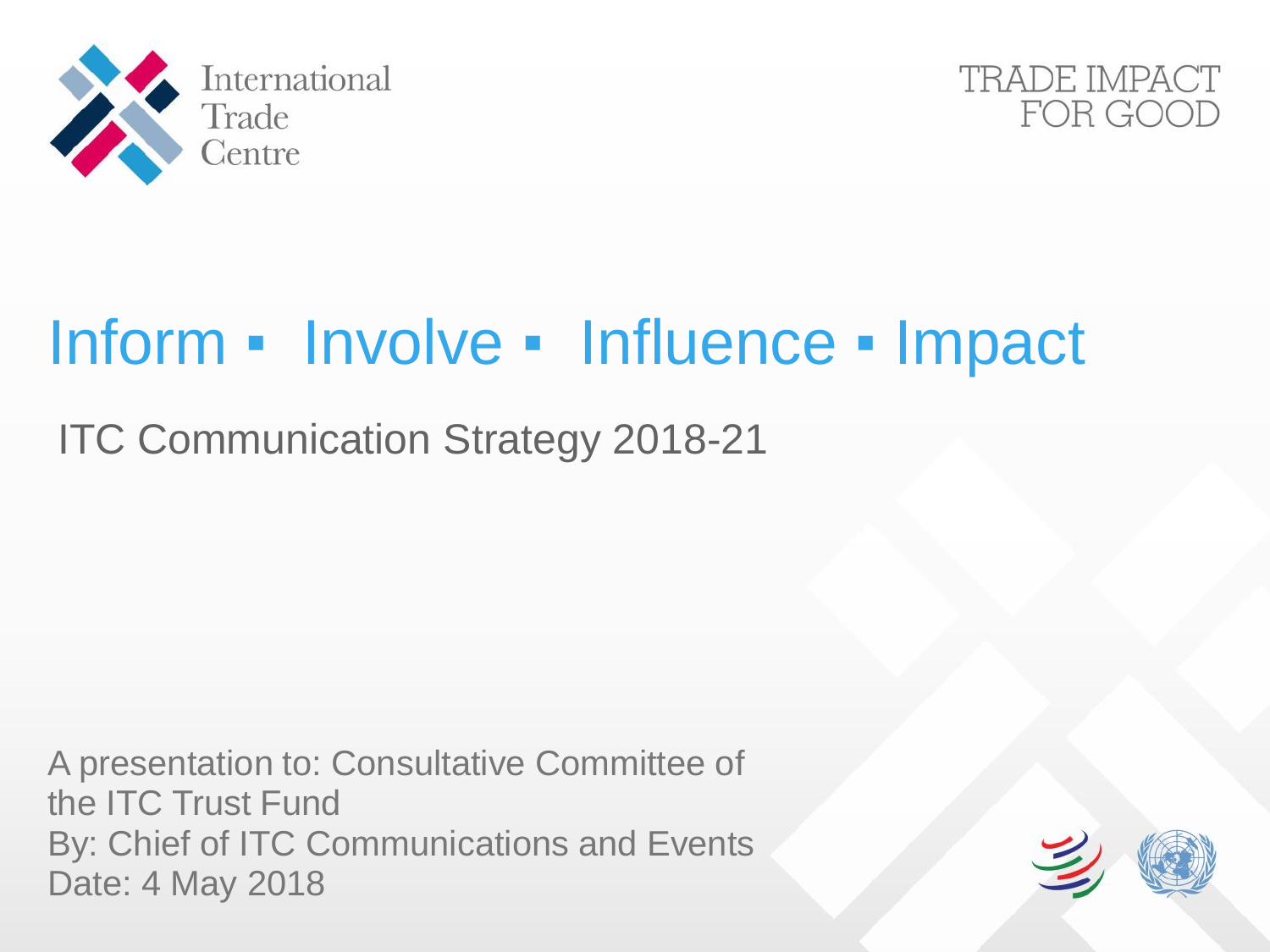International Trade Centre

TRADE IMPACT FOR GOOD

# Inform ▪ Involve ▪ Influence ▪ Impact

## ITC Communication Strategy 2018-21

A presentation to: Consultative Committee of the ITC Trust Fund
By: Chief of ITC Communications and Events
Date: 4 May 2018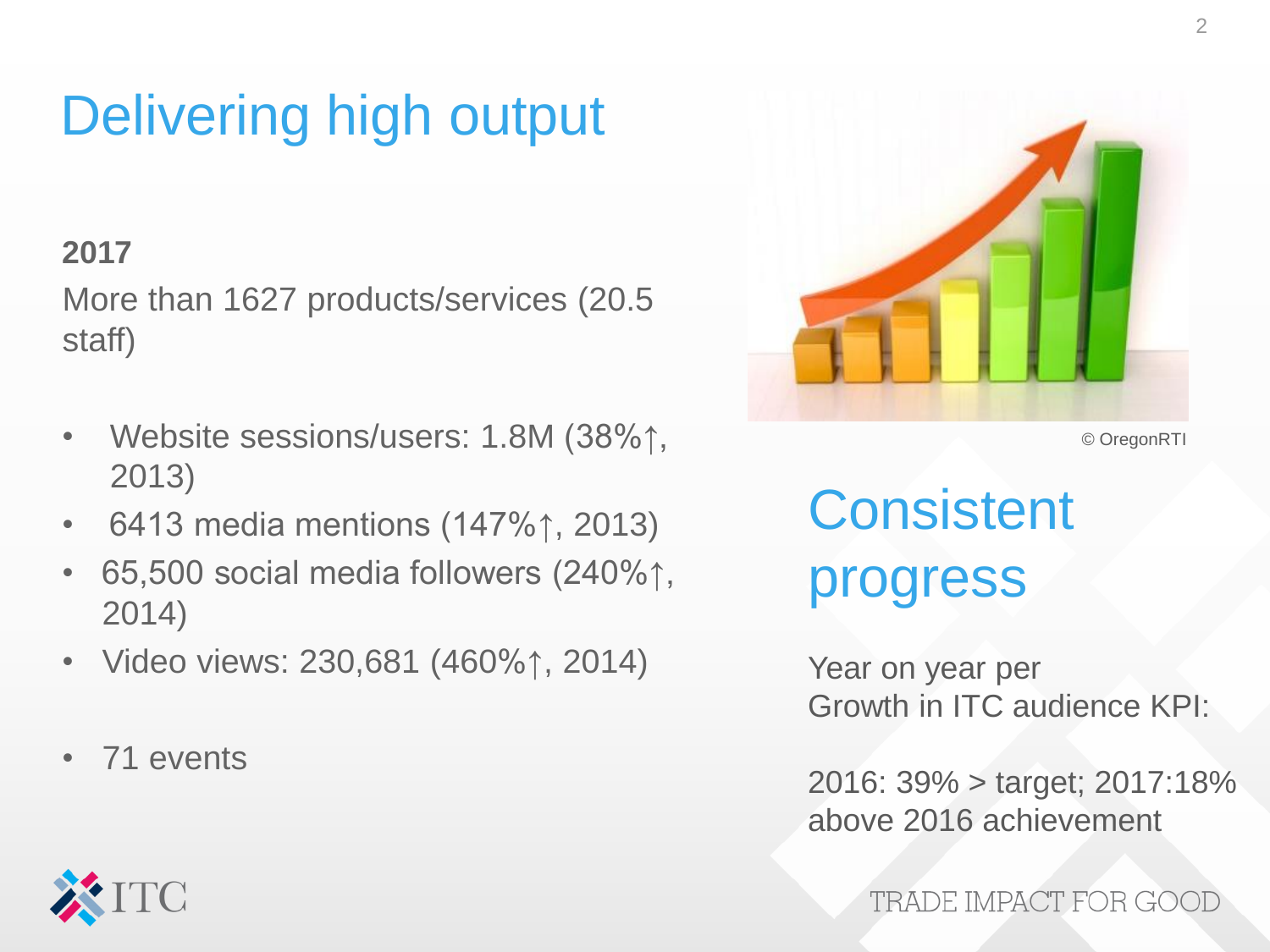# Delivering high output

**2017**

More than 1627 products/services (20.5 staff)

- Website sessions/users: 1.8M (38%↑, 2013)
- 6413 media mentions (147%↑, 2013)
- 65,500 social media followers (240%↑, 2014)
- Video views: 230,681 (460%↑, 2014)

- 71 events

© OregonRTI

## Consistent progress

Year on year per
Growth in ITC audience KPI:

2016: 39% > target; 2017:18% above 2016 achievement

ITC

TRADE IMPACT FOR GOOD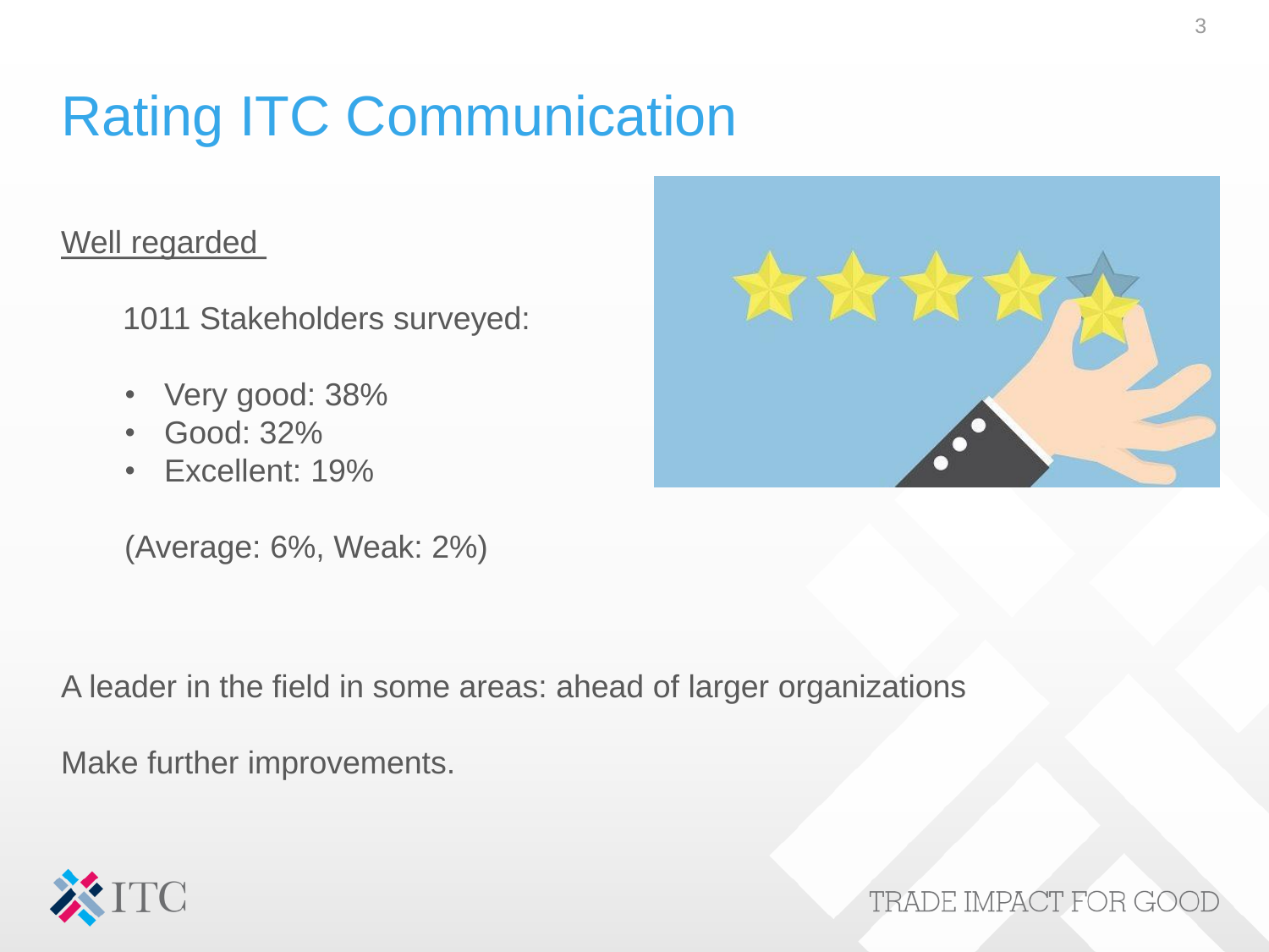# Rating ITC Communication

Well regarded

1011 Stakeholders surveyed:

- Very good: 38%
- Good: 32%
- Excellent: 19%

(Average: 6%, Weak: 2%)

A leader in the field in some areas: ahead of larger organizations

Make further improvements.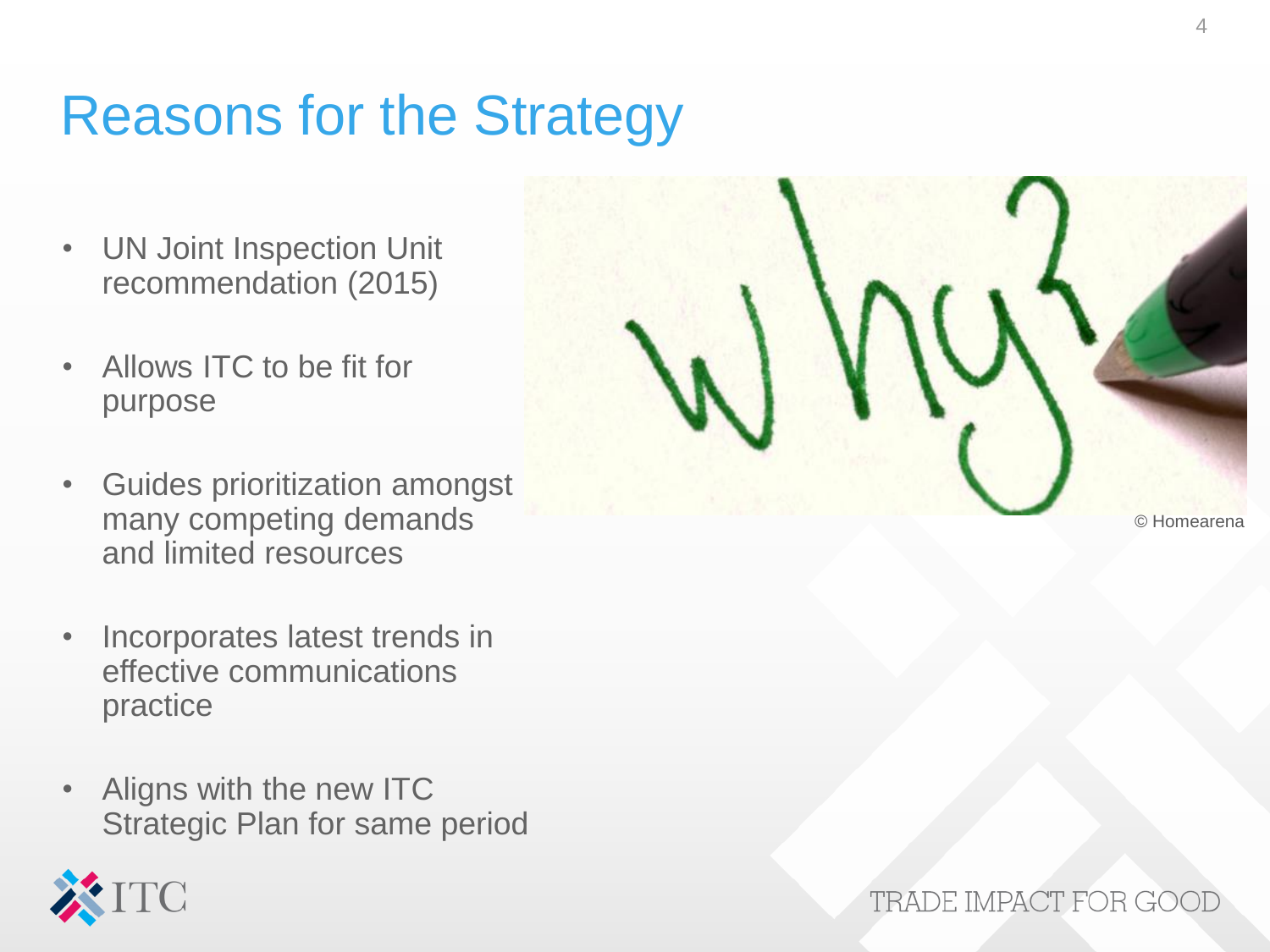# Reasons for the Strategy

- UN Joint Inspection Unit recommendation (2015)
- Allows ITC to be fit for purpose
- Guides prioritization amongst many competing demands and limited resources
- Incorporates latest trends in effective communications practice
- Aligns with the new ITC Strategic Plan for same period

© Homearena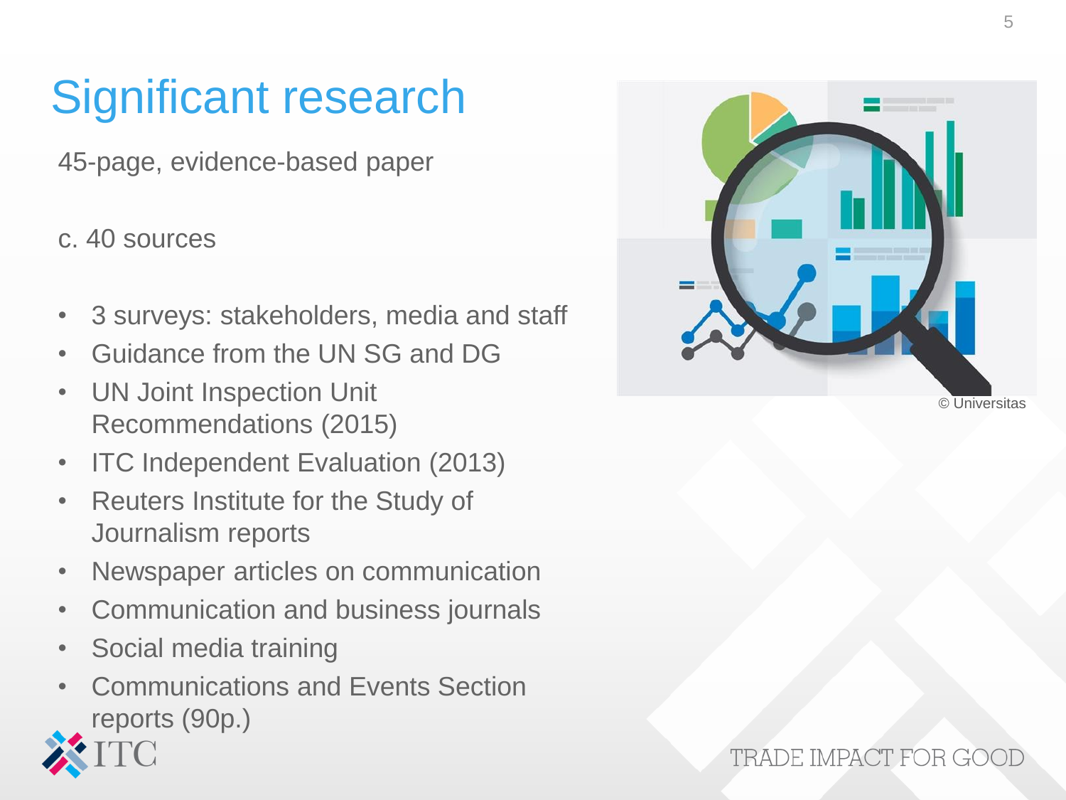# Significant research

45-page, evidence-based paper

c. 40 sources

- 3 surveys: stakeholders, media and staff
- Guidance from the UN SG and DG
- UN Joint Inspection Unit Recommendations (2015)
- ITC Independent Evaluation (2013)
- Reuters Institute for the Study of Journalism reports
- Newspaper articles on communication
- Communication and business journals
- Social media training
- Communications and Events Section reports (90p.)

© Universitas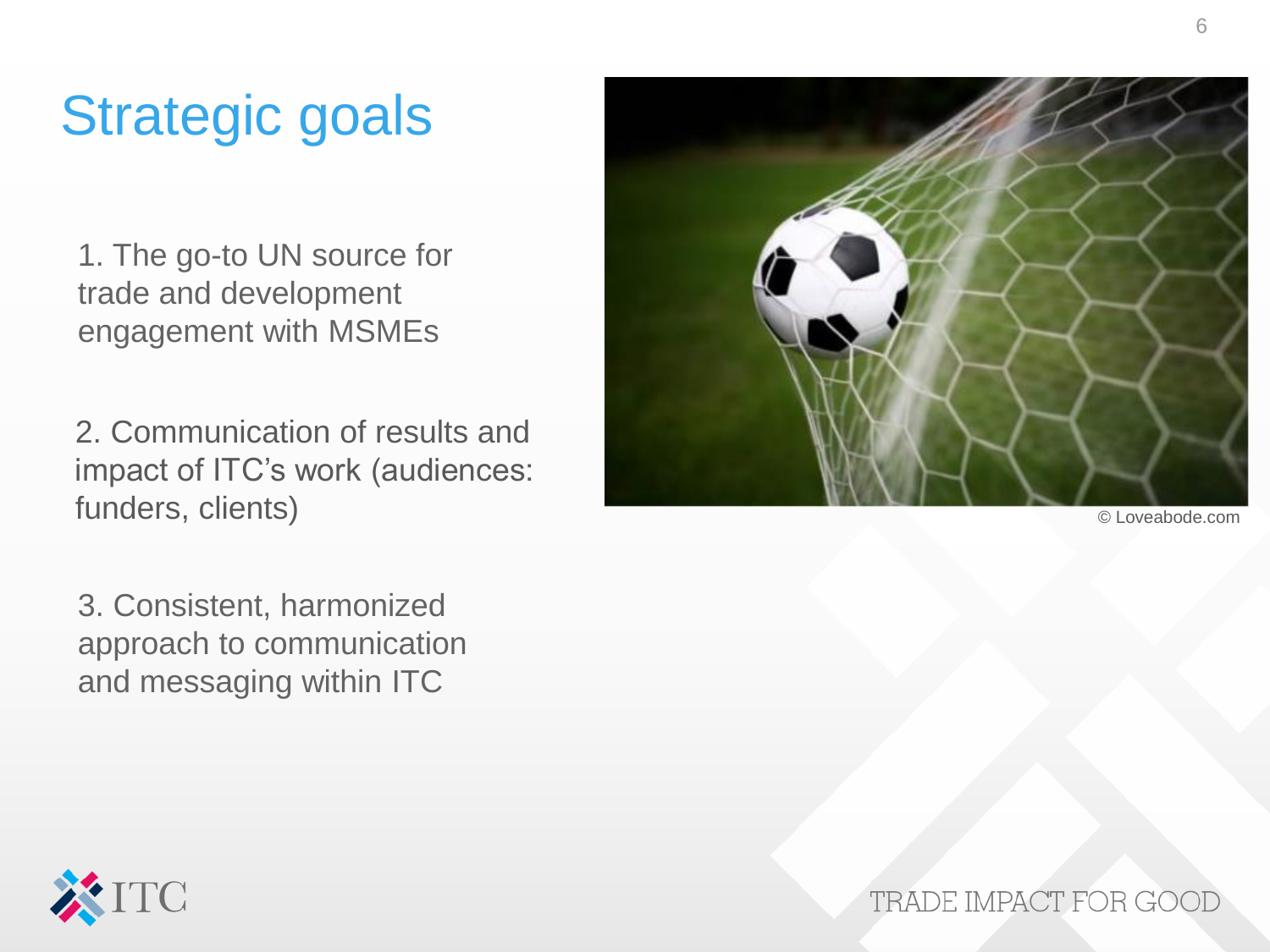# Strategic goals

1. The go-to UN source for trade and development engagement with MSMEs

2. Communication of results and impact of ITC's work (audiences: funders, clients)

3. Consistent, harmonized approach to communication and messaging within ITC

© Loveabode.com

TRADE IMPACT FOR GOOD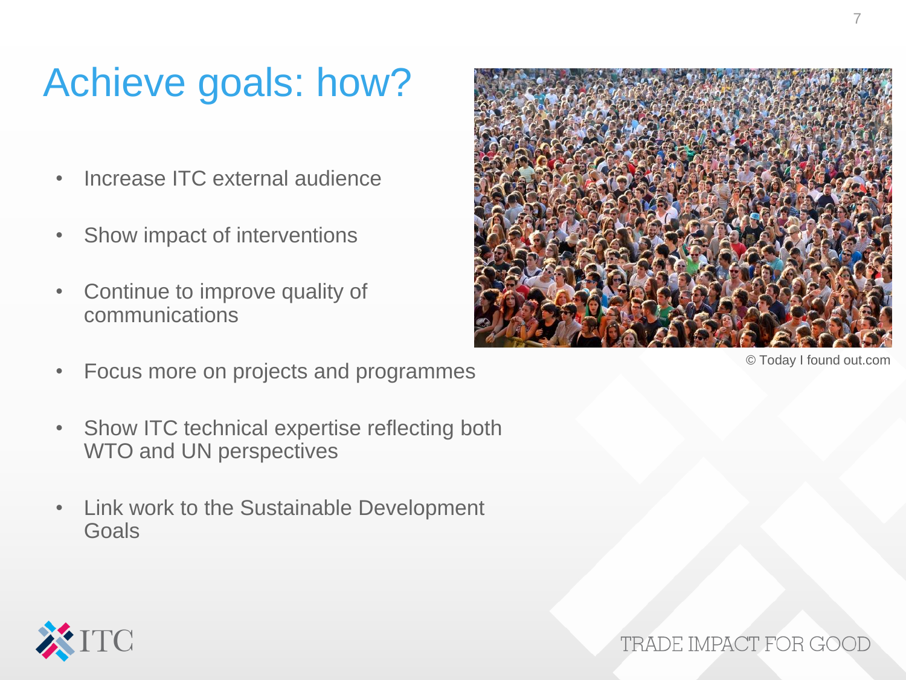# Achieve goals: how?

- Increase ITC external audience
- Show impact of interventions
- Continue to improve quality of communications
- Focus more on projects and programmes
- Show ITC technical expertise reflecting both WTO and UN perspectives
- Link work to the Sustainable Development Goals

© Today I found out.com

TRADE IMPACT FOR GOOD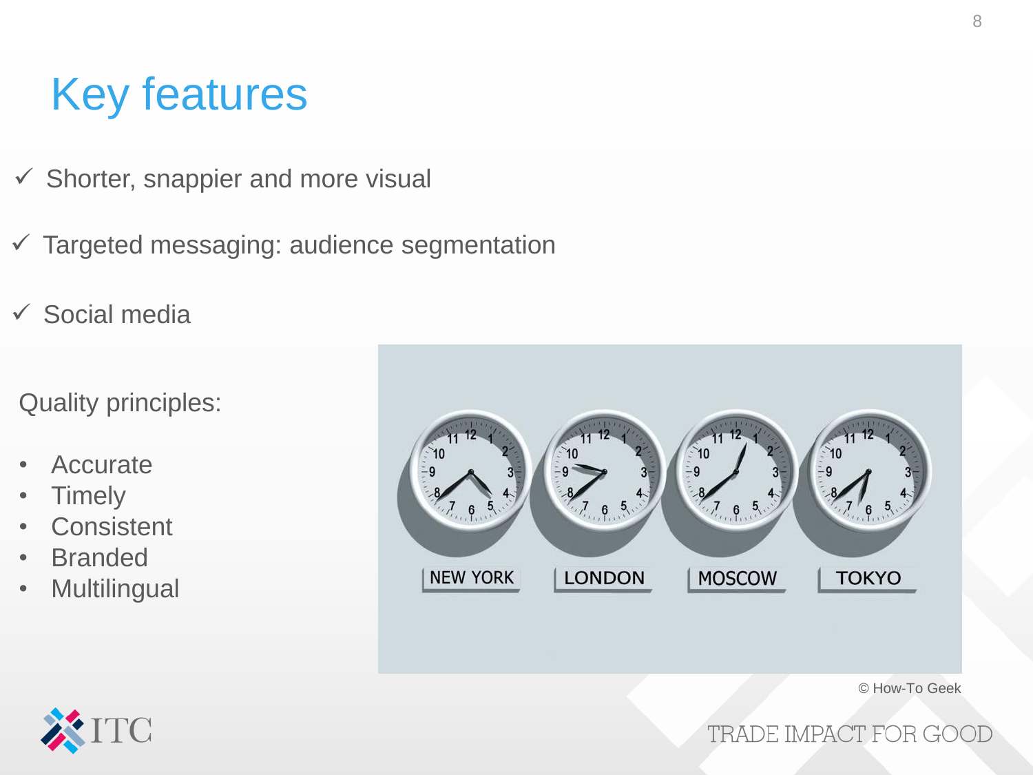# Key features

- ✓ Shorter, snappier and more visual
- ✓ Targeted messaging: audience segmentation
- ✓ Social media

Quality principles:

- Accurate
- Timely
- Consistent
- Branded
- Multilingual

© How-To Geek

TRADE IMPACT FOR GOOD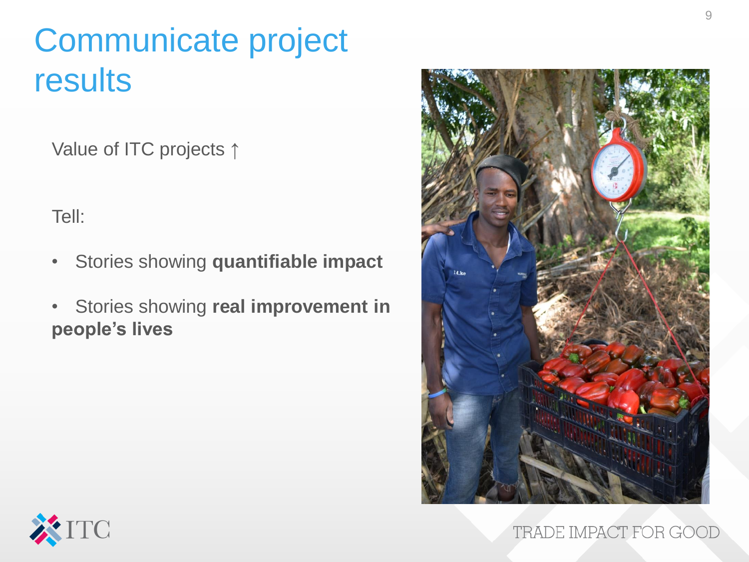# Communicate project results

Value of ITC projects ↑

Tell:

- Stories showing **quantifiable impact**
- Stories showing **real improvement in people's lives**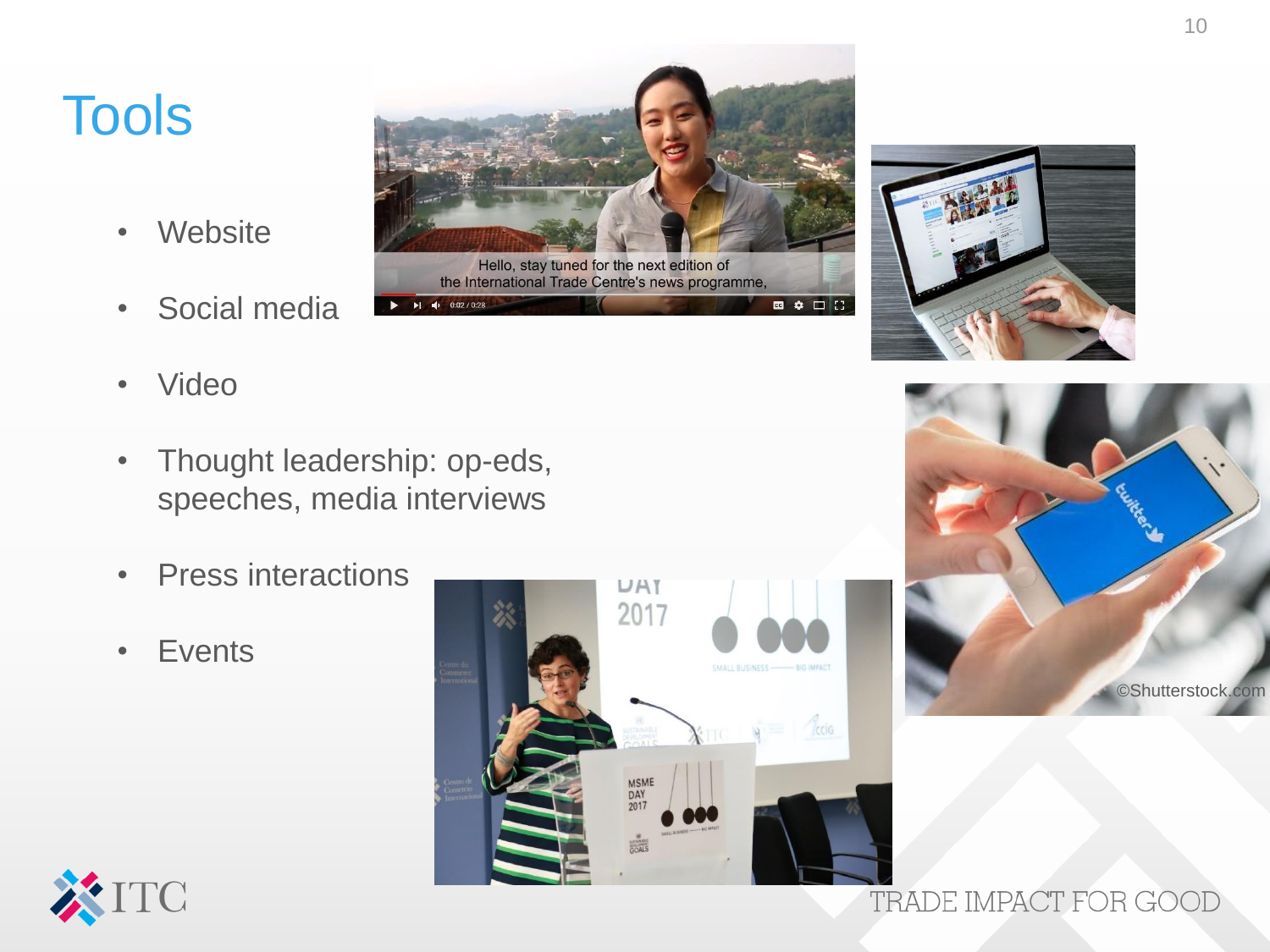# Tools

- Website
- Social media
- Video
- Thought leadership: op-eds, speeches, media interviews
- Press interactions
- Events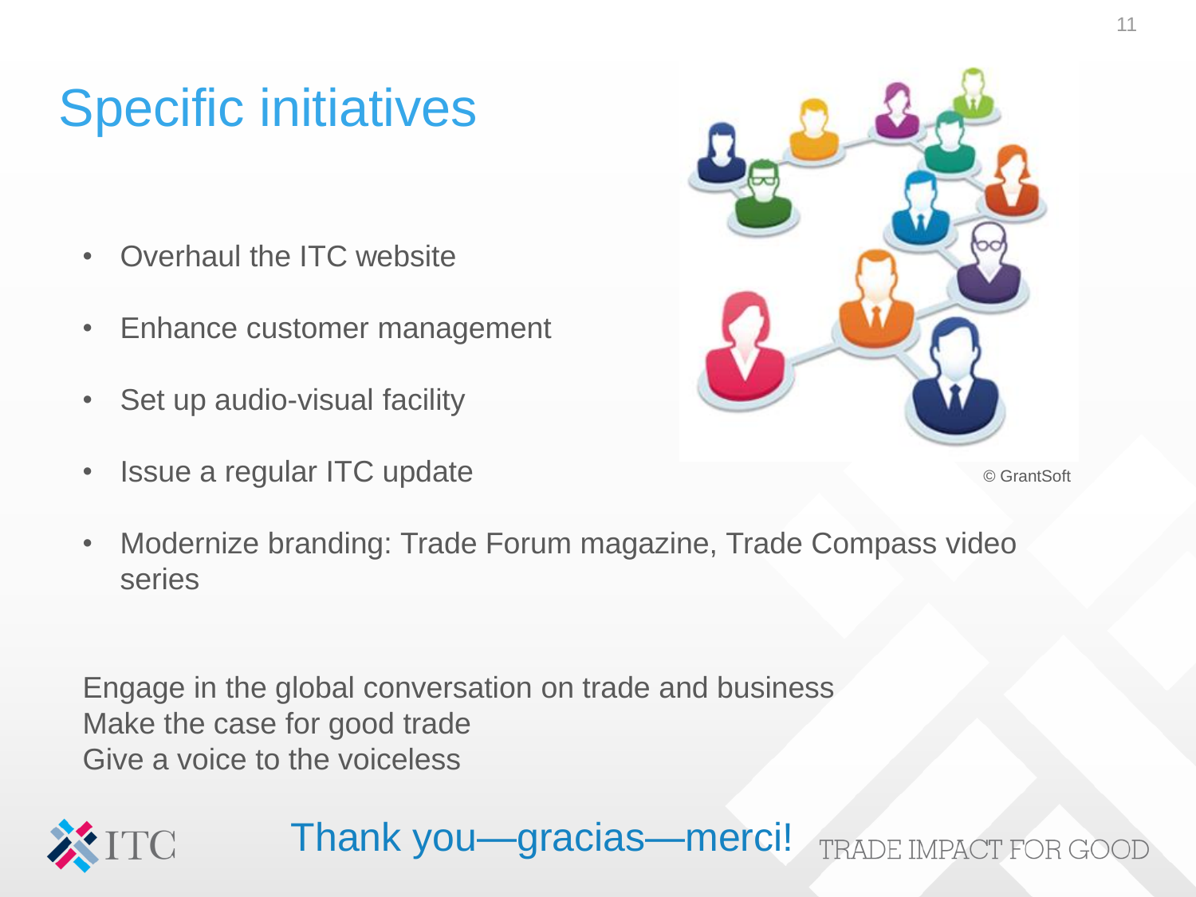# Specific initiatives

- Overhaul the ITC website
- Enhance customer management
- Set up audio-visual facility
- Issue a regular ITC update
- Modernize branding: Trade Forum magazine, Trade Compass video series

© GrantSoft

Engage in the global conversation on trade and business
Make the case for good trade
Give a voice to the voiceless

Thank you—gracias—merci!

ITC

TRADE IMPACT FOR GOOD